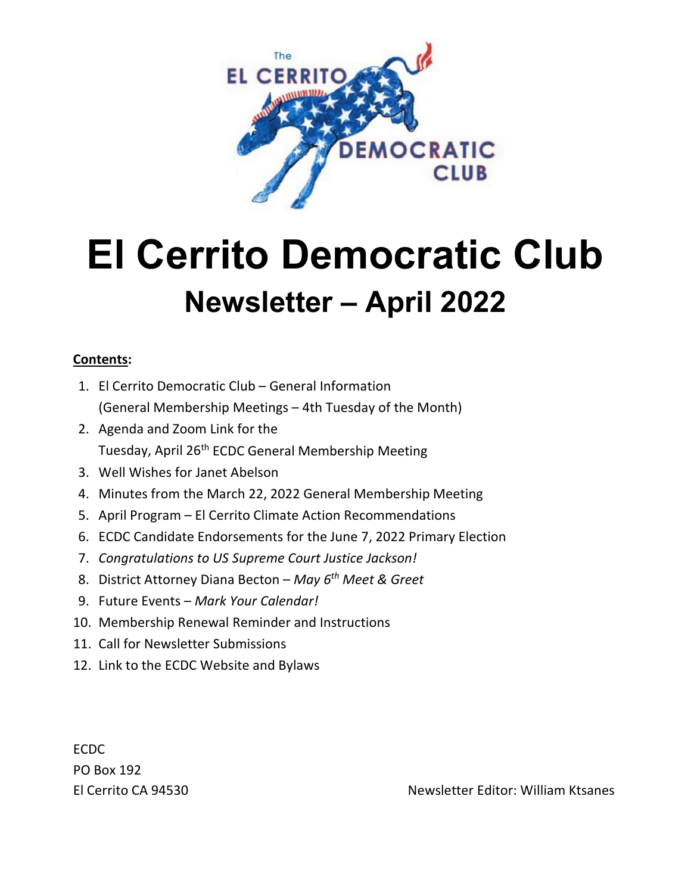# El Cerrito Democratic Club

## Newsletter – April 2022

**Contents:**

1. El Cerrito Democratic Club – General Information
   (General Membership Meetings – 4th Tuesday of the Month)
2. Agenda and Zoom Link for the
   Tuesday, April 26th ECDC General Membership Meeting
3. Well Wishes for Janet Abelson
4. Minutes from the March 22, 2022 General Membership Meeting
5. April Program – El Cerrito Climate Action Recommendations
6. ECDC Candidate Endorsements for the June 7, 2022 Primary Election
7. *Congratulations to US Supreme Court Justice Jackson!*
8. District Attorney Diana Becton – *May 6th Meet & Greet*
9. Future Events – *Mark Your Calendar!*
10. Membership Renewal Reminder and Instructions
11. Call for Newsletter Submissions
12. Link to the ECDC Website and Bylaws

ECDC
PO Box 192
El Cerrito CA 94530

Newsletter Editor: William Ktsanes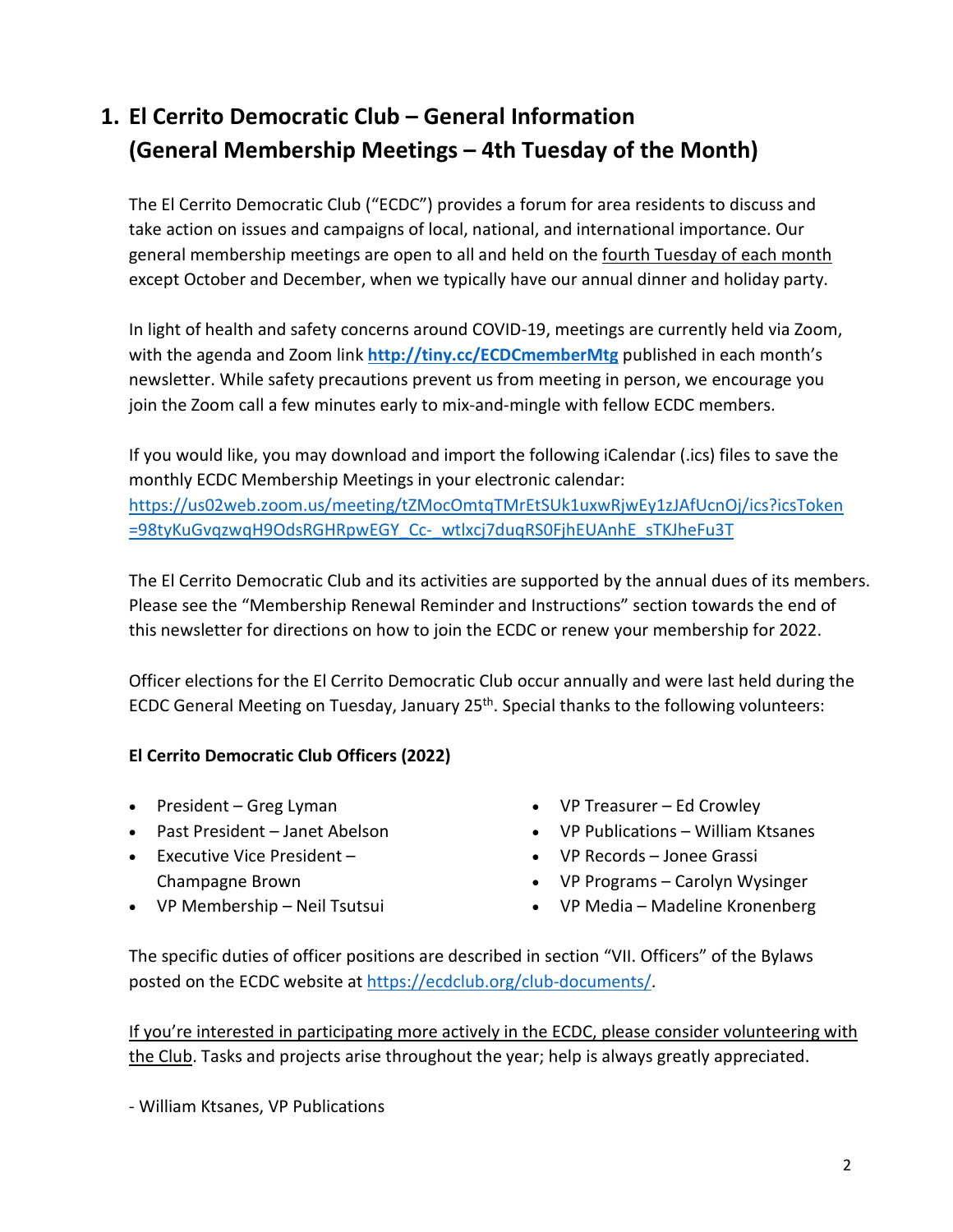# 1. El Cerrito Democratic Club – General Information (General Membership Meetings – 4th Tuesday of the Month)

The El Cerrito Democratic Club ("ECDC") provides a forum for area residents to discuss and take action on issues and campaigns of local, national, and international importance. Our general membership meetings are open to all and held on the fourth Tuesday of each month except October and December, when we typically have our annual dinner and holiday party.

In light of health and safety concerns around COVID-19, meetings are currently held via Zoom, with the agenda and Zoom link **http://tiny.cc/ECDCmemberMtg** published in each month's newsletter. While safety precautions prevent us from meeting in person, we encourage you join the Zoom call a few minutes early to mix-and-mingle with fellow ECDC members.

If you would like, you may download and import the following iCalendar (.ics) files to save the monthly ECDC Membership Meetings in your electronic calendar: https://us02web.zoom.us/meeting/tZMocOmtqTMrEtSUk1uxwRjwEy1zJAfUcnOj/ics?icsToken=98tyKuGvqzwqH9OdsRGHRpwEGY_Cc-_wtlxcj7duqRS0FjhEUAnhE_sTKJheFu3T

The El Cerrito Democratic Club and its activities are supported by the annual dues of its members. Please see the "Membership Renewal Reminder and Instructions" section towards the end of this newsletter for directions on how to join the ECDC or renew your membership for 2022.

Officer elections for the El Cerrito Democratic Club occur annually and were last held during the ECDC General Meeting on Tuesday, January 25th. Special thanks to the following volunteers:

**El Cerrito Democratic Club Officers (2022)**

- President – Greg Lyman
- Past President – Janet Abelson
- Executive Vice President – Champagne Brown
- VP Membership – Neil Tsutsui
- VP Treasurer – Ed Crowley
- VP Publications – William Ktsanes
- VP Records – Jonee Grassi
- VP Programs – Carolyn Wysinger
- VP Media – Madeline Kronenberg

The specific duties of officer positions are described in section "VII. Officers" of the Bylaws posted on the ECDC website at https://ecdclub.org/club-documents/.

If you're interested in participating more actively in the ECDC, please consider volunteering with the Club. Tasks and projects arise throughout the year; help is always greatly appreciated.

- William Ktsanes, VP Publications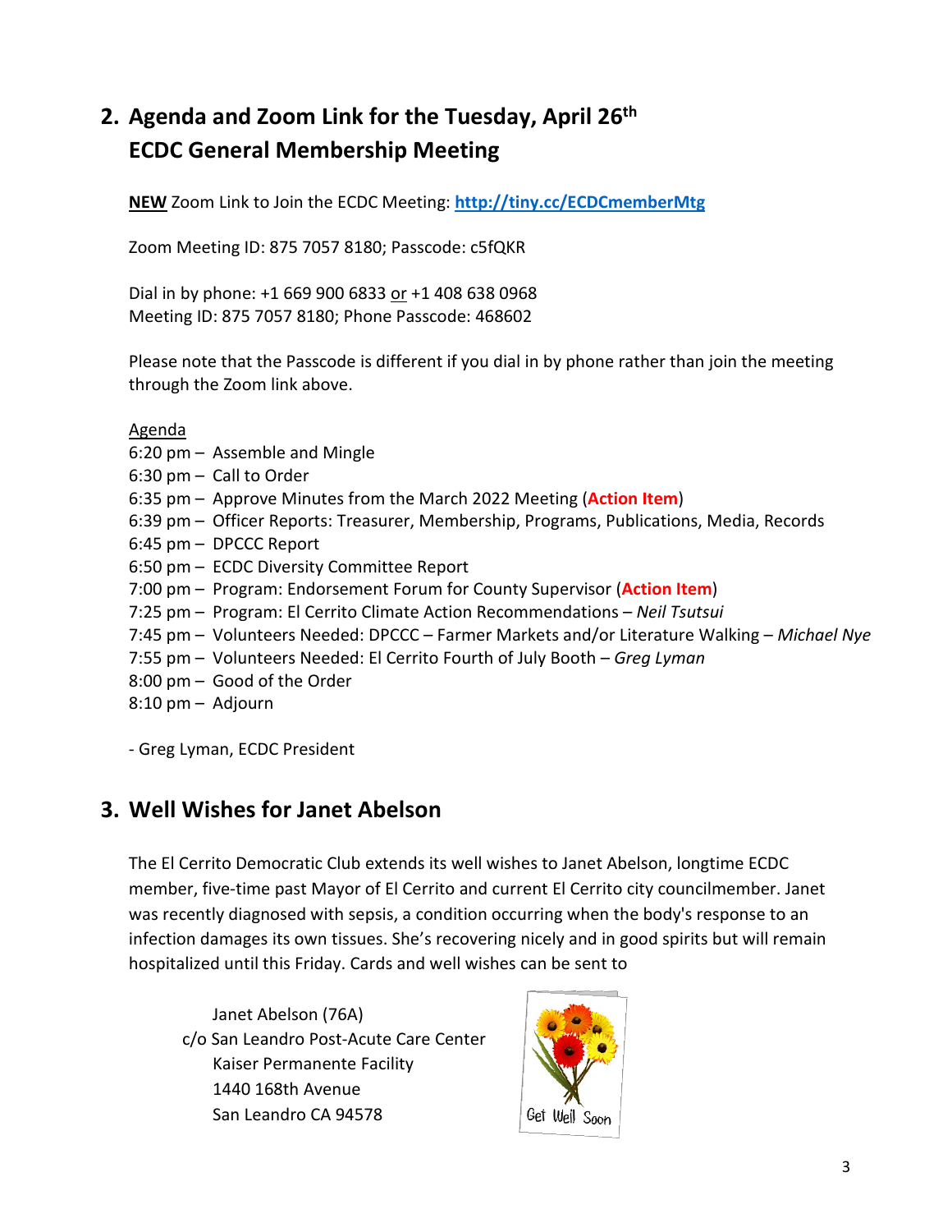## 2. Agenda and Zoom Link for the Tuesday, April 26th ECDC General Membership Meeting

**NEW** Zoom Link to Join the ECDC Meeting: **http://tiny.cc/ECDCmemberMtg**

Zoom Meeting ID: 875 7057 8180; Passcode: c5fQKR

Dial in by phone: +1 669 900 6833 or +1 408 638 0968
Meeting ID: 875 7057 8180; Phone Passcode: 468602

Please note that the Passcode is different if you dial in by phone rather than join the meeting through the Zoom link above.

Agenda

6:20 pm – Assemble and Mingle
6:30 pm – Call to Order
6:35 pm – Approve Minutes from the March 2022 Meeting (**Action Item**)
6:39 pm – Officer Reports: Treasurer, Membership, Programs, Publications, Media, Records
6:45 pm – DPCCC Report
6:50 pm – ECDC Diversity Committee Report
7:00 pm – Program: Endorsement Forum for County Supervisor (**Action Item**)
7:25 pm – Program: El Cerrito Climate Action Recommendations – *Neil Tsutsui*
7:45 pm – Volunteers Needed: DPCCC – Farmer Markets and/or Literature Walking – *Michael Nye*
7:55 pm – Volunteers Needed: El Cerrito Fourth of July Booth – *Greg Lyman*
8:00 pm – Good of the Order
8:10 pm – Adjourn

- Greg Lyman, ECDC President

## 3. Well Wishes for Janet Abelson

The El Cerrito Democratic Club extends its well wishes to Janet Abelson, longtime ECDC member, five-time past Mayor of El Cerrito and current El Cerrito city councilmember. Janet was recently diagnosed with sepsis, a condition occurring when the body's response to an infection damages its own tissues. She's recovering nicely and in good spirits but will remain hospitalized until this Friday. Cards and well wishes can be sent to

Janet Abelson (76A)
c/o San Leandro Post-Acute Care Center
Kaiser Permanente Facility
1440 168th Avenue
San Leandro CA 94578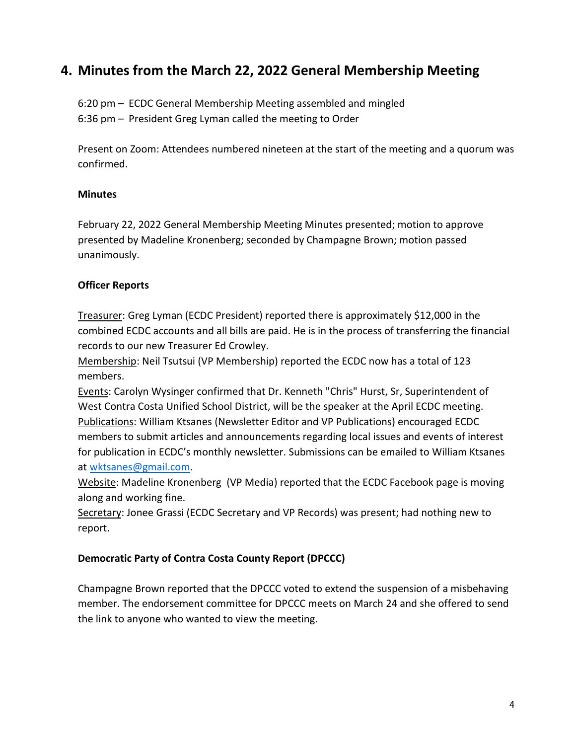## 4. Minutes from the March 22, 2022 General Membership Meeting

6:20 pm – ECDC General Membership Meeting assembled and mingled
6:36 pm – President Greg Lyman called the meeting to Order

Present on Zoom: Attendees numbered nineteen at the start of the meeting and a quorum was confirmed.

**Minutes**

February 22, 2022 General Membership Meeting Minutes presented; motion to approve presented by Madeline Kronenberg; seconded by Champagne Brown; motion passed unanimously.

**Officer Reports**

Treasurer: Greg Lyman (ECDC President) reported there is approximately $12,000 in the combined ECDC accounts and all bills are paid. He is in the process of transferring the financial records to our new Treasurer Ed Crowley.
Membership: Neil Tsutsui (VP Membership) reported the ECDC now has a total of 123 members.
Events: Carolyn Wysinger confirmed that Dr. Kenneth "Chris" Hurst, Sr, Superintendent of West Contra Costa Unified School District, will be the speaker at the April ECDC meeting.
Publications: William Ktsanes (Newsletter Editor and VP Publications) encouraged ECDC members to submit articles and announcements regarding local issues and events of interest for publication in ECDC's monthly newsletter. Submissions can be emailed to William Ktsanes at [wktsanes@gmail.com](mailto:wktsanes@gmail.com).
Website: Madeline Kronenberg (VP Media) reported that the ECDC Facebook page is moving along and working fine.
Secretary: Jonee Grassi (ECDC Secretary and VP Records) was present; had nothing new to report.

**Democratic Party of Contra Costa County Report (DPCCC)**

Champagne Brown reported that the DPCCC voted to extend the suspension of a misbehaving member. The endorsement committee for DPCCC meets on March 24 and she offered to send the link to anyone who wanted to view the meeting.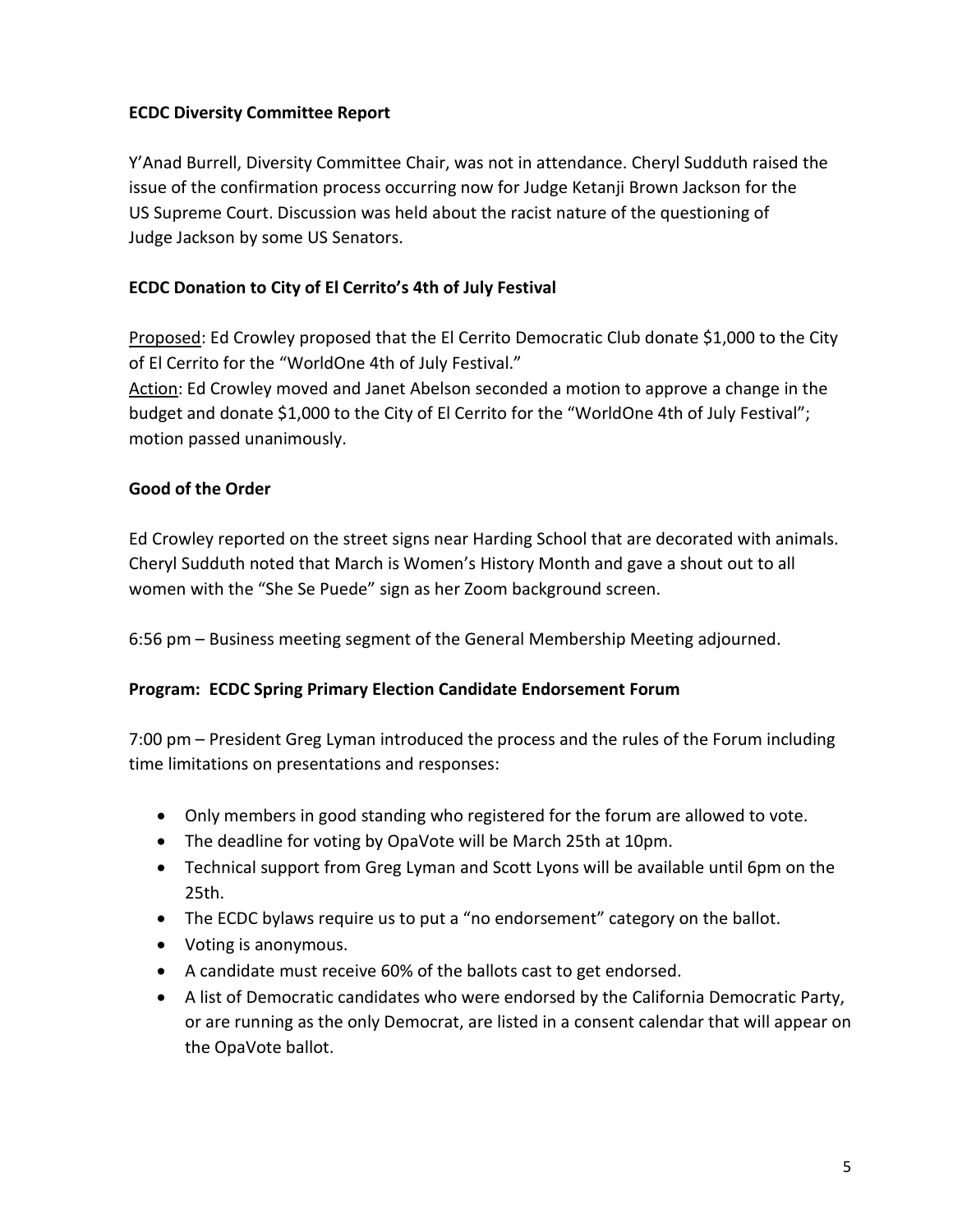**ECDC Diversity Committee Report**

Y'Anad Burrell, Diversity Committee Chair, was not in attendance. Cheryl Sudduth raised the issue of the confirmation process occurring now for Judge Ketanji Brown Jackson for the US Supreme Court. Discussion was held about the racist nature of the questioning of Judge Jackson by some US Senators.

**ECDC Donation to City of El Cerrito's 4th of July Festival**

Proposed: Ed Crowley proposed that the El Cerrito Democratic Club donate $1,000 to the City of El Cerrito for the "WorldOne 4th of July Festival."
Action: Ed Crowley moved and Janet Abelson seconded a motion to approve a change in the budget and donate $1,000 to the City of El Cerrito for the "WorldOne 4th of July Festival"; motion passed unanimously.

**Good of the Order**

Ed Crowley reported on the street signs near Harding School that are decorated with animals. Cheryl Sudduth noted that March is Women's History Month and gave a shout out to all women with the "She Se Puede" sign as her Zoom background screen.

6:56 pm – Business meeting segment of the General Membership Meeting adjourned.

**Program: ECDC Spring Primary Election Candidate Endorsement Forum**

7:00 pm – President Greg Lyman introduced the process and the rules of the Forum including time limitations on presentations and responses:

- Only members in good standing who registered for the forum are allowed to vote.
- The deadline for voting by OpaVote will be March 25th at 10pm.
- Technical support from Greg Lyman and Scott Lyons will be available until 6pm on the 25th.
- The ECDC bylaws require us to put a "no endorsement" category on the ballot.
- Voting is anonymous.
- A candidate must receive 60% of the ballots cast to get endorsed.
- A list of Democratic candidates who were endorsed by the California Democratic Party, or are running as the only Democrat, are listed in a consent calendar that will appear on the OpaVote ballot.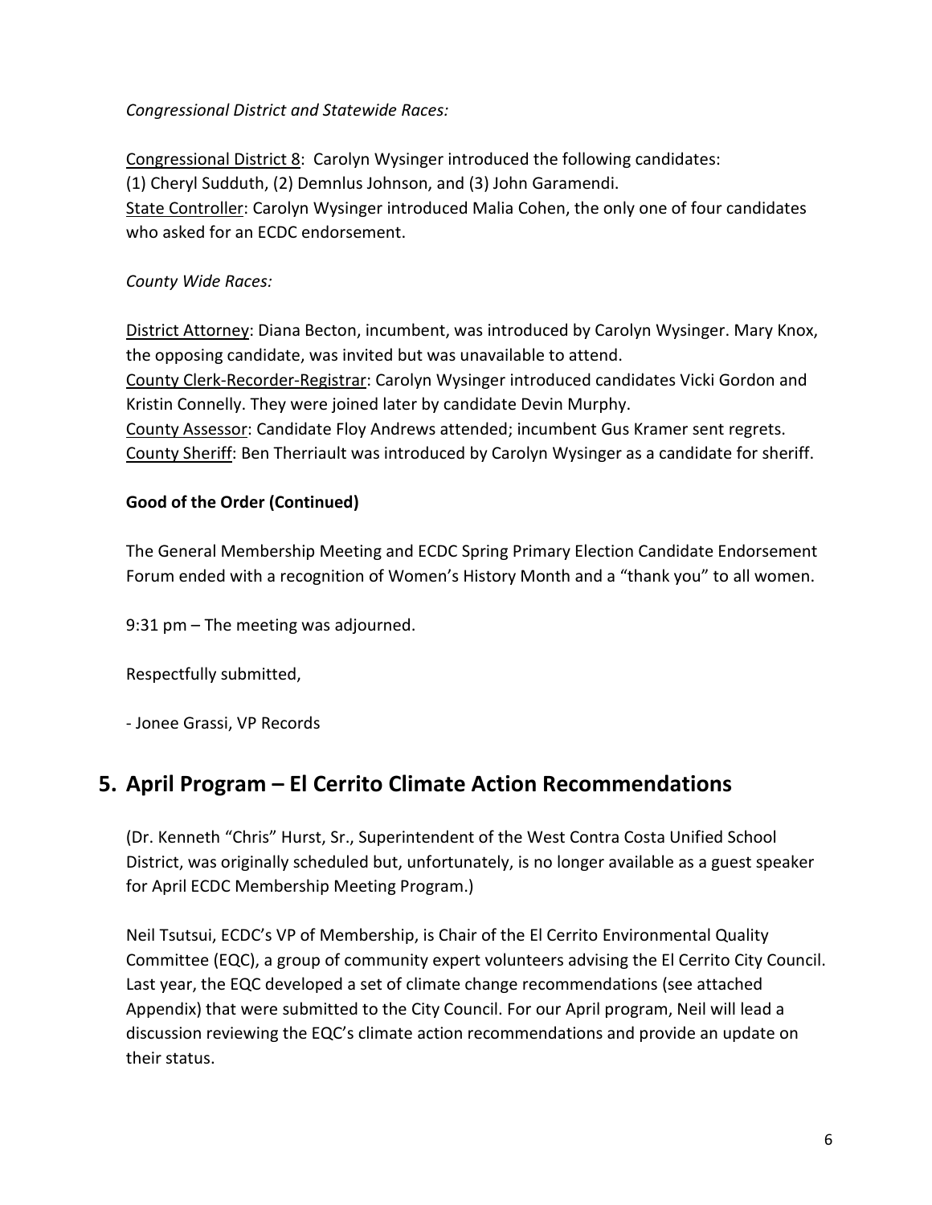*Congressional District and Statewide Races:*

Congressional District 8: Carolyn Wysinger introduced the following candidates: (1) Cheryl Sudduth, (2) Demnlus Johnson, and (3) John Garamendi.
State Controller: Carolyn Wysinger introduced Malia Cohen, the only one of four candidates who asked for an ECDC endorsement.

*County Wide Races:*

District Attorney: Diana Becton, incumbent, was introduced by Carolyn Wysinger. Mary Knox, the opposing candidate, was invited but was unavailable to attend.
County Clerk-Recorder-Registrar: Carolyn Wysinger introduced candidates Vicki Gordon and Kristin Connelly. They were joined later by candidate Devin Murphy.
County Assessor: Candidate Floy Andrews attended; incumbent Gus Kramer sent regrets.
County Sheriff: Ben Therriault was introduced by Carolyn Wysinger as a candidate for sheriff.

**Good of the Order (Continued)**

The General Membership Meeting and ECDC Spring Primary Election Candidate Endorsement Forum ended with a recognition of Women's History Month and a "thank you" to all women.

9:31 pm – The meeting was adjourned.

Respectfully submitted,

- Jonee Grassi, VP Records

## 5. April Program – El Cerrito Climate Action Recommendations

(Dr. Kenneth "Chris" Hurst, Sr., Superintendent of the West Contra Costa Unified School District, was originally scheduled but, unfortunately, is no longer available as a guest speaker for April ECDC Membership Meeting Program.)

Neil Tsutsui, ECDC's VP of Membership, is Chair of the El Cerrito Environmental Quality Committee (EQC), a group of community expert volunteers advising the El Cerrito City Council. Last year, the EQC developed a set of climate change recommendations (see attached Appendix) that were submitted to the City Council. For our April program, Neil will lead a discussion reviewing the EQC's climate action recommendations and provide an update on their status.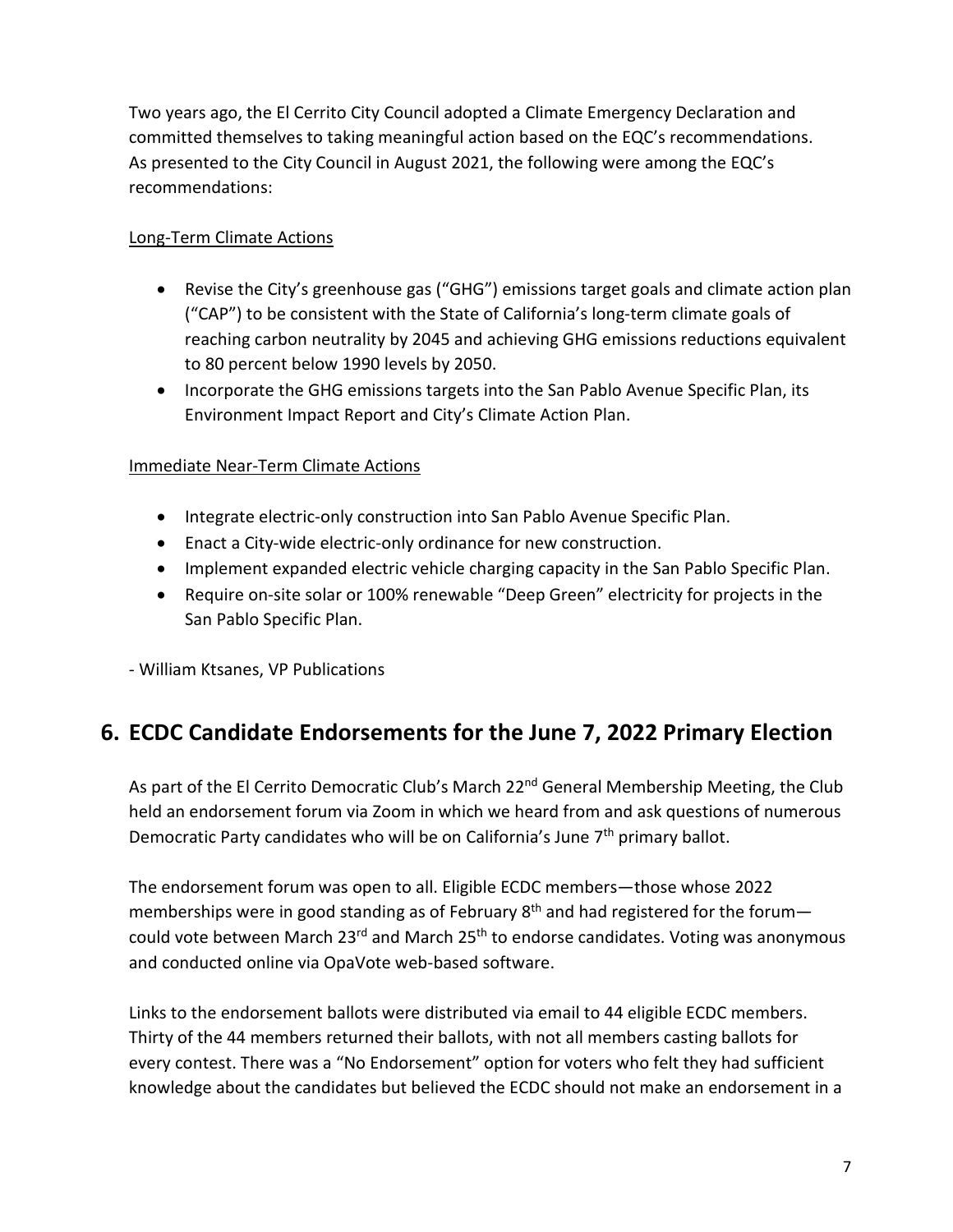Two years ago, the El Cerrito City Council adopted a Climate Emergency Declaration and committed themselves to taking meaningful action based on the EQC's recommendations. As presented to the City Council in August 2021, the following were among the EQC's recommendations:

Long-Term Climate Actions

- Revise the City's greenhouse gas ("GHG") emissions target goals and climate action plan ("CAP") to be consistent with the State of California's long-term climate goals of reaching carbon neutrality by 2045 and achieving GHG emissions reductions equivalent to 80 percent below 1990 levels by 2050.
- Incorporate the GHG emissions targets into the San Pablo Avenue Specific Plan, its Environment Impact Report and City's Climate Action Plan.

Immediate Near-Term Climate Actions

- Integrate electric-only construction into San Pablo Avenue Specific Plan.
- Enact a City-wide electric-only ordinance for new construction.
- Implement expanded electric vehicle charging capacity in the San Pablo Specific Plan.
- Require on-site solar or 100% renewable "Deep Green" electricity for projects in the San Pablo Specific Plan.

- William Ktsanes, VP Publications

## 6. ECDC Candidate Endorsements for the June 7, 2022 Primary Election

As part of the El Cerrito Democratic Club's March 22nd General Membership Meeting, the Club held an endorsement forum via Zoom in which we heard from and ask questions of numerous Democratic Party candidates who will be on California's June 7th primary ballot.

The endorsement forum was open to all. Eligible ECDC members—those whose 2022 memberships were in good standing as of February 8th and had registered for the forum—could vote between March 23rd and March 25th to endorse candidates. Voting was anonymous and conducted online via OpaVote web-based software.

Links to the endorsement ballots were distributed via email to 44 eligible ECDC members. Thirty of the 44 members returned their ballots, with not all members casting ballots for every contest. There was a "No Endorsement" option for voters who felt they had sufficient knowledge about the candidates but believed the ECDC should not make an endorsement in a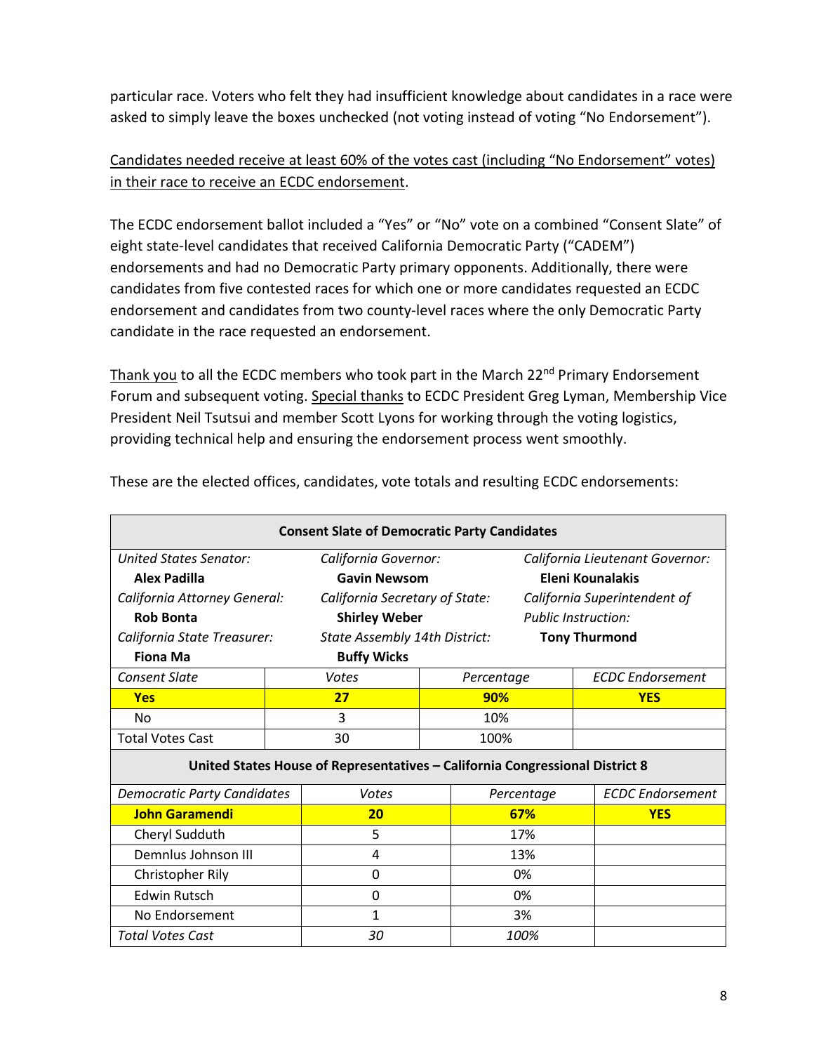particular race. Voters who felt they had insufficient knowledge about candidates in a race were asked to simply leave the boxes unchecked (not voting instead of voting "No Endorsement").

Candidates needed receive at least 60% of the votes cast (including "No Endorsement" votes) in their race to receive an ECDC endorsement.

The ECDC endorsement ballot included a "Yes" or "No" vote on a combined "Consent Slate" of eight state-level candidates that received California Democratic Party ("CADEM") endorsements and had no Democratic Party primary opponents. Additionally, there were candidates from five contested races for which one or more candidates requested an ECDC endorsement and candidates from two county-level races where the only Democratic Party candidate in the race requested an endorsement.

Thank you to all the ECDC members who took part in the March 22nd Primary Endorsement Forum and subsequent voting. Special thanks to ECDC President Greg Lyman, Membership Vice President Neil Tsutsui and member Scott Lyons for working through the voting logistics, providing technical help and ensuring the endorsement process went smoothly.

These are the elected offices, candidates, vote totals and resulting ECDC endorsements:

**Consent Slate of Democratic Party Candidates**

| | | |
|---|---|---|
| *United States Senator:* **Alex Padilla** | *California Governor:* **Gavin Newsom** | *California Lieutenant Governor:* **Eleni Kounalakis** |
| *California Attorney General:* **Rob Bonta** | *California Secretary of State:* **Shirley Weber** | *California Superintendent of Public Instruction:* **Tony Thurmond** |
| *California State Treasurer:* **Fiona Ma** | *State Assembly 14th District:* **Buffy Wicks** | |

| *Consent Slate* | *Votes* | *Percentage* | *ECDC Endorsement* |
|---|---|---|---|
| **Yes** | **27** | **90%** | **YES** |
| No | 3 | 10% | |
| Total Votes Cast | 30 | 100% | |

**United States House of Representatives – California Congressional District 8**

| *Democratic Party Candidates* | *Votes* | *Percentage* | *ECDC Endorsement* |
|---|---|---|---|
| **John Garamendi** | **20** | **67%** | **YES** |
| Cheryl Sudduth | 5 | 17% | |
| Demnlus Johnson III | 4 | 13% | |
| Christopher Rily | 0 | 0% | |
| Edwin Rutsch | 0 | 0% | |
| No Endorsement | 1 | 3% | |
| *Total Votes Cast* | *30* | *100%* | |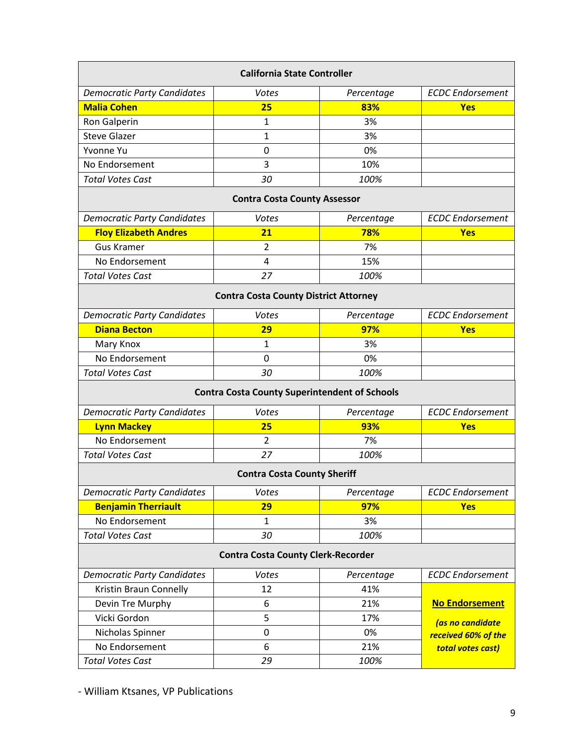| California State Controller | | | |
|---|---|---|---|
| *Democratic Party Candidates* | *Votes* | *Percentage* | *ECDC Endorsement* |
| **Malia Cohen** | **25** | **83%** | **Yes** |
| Ron Galperin | 1 | 3% | |
| Steve Glazer | 1 | 3% | |
| Yvonne Yu | 0 | 0% | |
| No Endorsement | 3 | 10% | |
| *Total Votes Cast* | *30* | *100%* | |

| Contra Costa County Assessor | | | |
|---|---|---|---|
| *Democratic Party Candidates* | *Votes* | *Percentage* | *ECDC Endorsement* |
| **Floy Elizabeth Andres** | **21** | **78%** | **Yes** |
| Gus Kramer | 2 | 7% | |
| No Endorsement | 4 | 15% | |
| *Total Votes Cast* | *27* | *100%* | |

| Contra Costa County District Attorney | | | |
|---|---|---|---|
| *Democratic Party Candidates* | *Votes* | *Percentage* | *ECDC Endorsement* |
| **Diana Becton** | **29** | **97%** | **Yes** |
| Mary Knox | 1 | 3% | |
| No Endorsement | 0 | 0% | |
| *Total Votes Cast* | *30* | *100%* | |

| Contra Costa County Superintendent of Schools | | | |
|---|---|---|---|
| *Democratic Party Candidates* | *Votes* | *Percentage* | *ECDC Endorsement* |
| **Lynn Mackey** | **25** | **93%** | **Yes** |
| No Endorsement | 2 | 7% | |
| *Total Votes Cast* | *27* | *100%* | |

| Contra Costa County Sheriff | | | |
|---|---|---|---|
| *Democratic Party Candidates* | *Votes* | *Percentage* | *ECDC Endorsement* |
| **Benjamin Therriault** | **29** | **97%** | **Yes** |
| No Endorsement | 1 | 3% | |
| *Total Votes Cast* | *30* | *100%* | |

| Contra Costa County Clerk-Recorder | | | |
|---|---|---|---|
| *Democratic Party Candidates* | *Votes* | *Percentage* | *ECDC Endorsement* |
| Kristin Braun Connelly | 12 | 41% | **No Endorsement** *(as no candidate received 60% of the total votes cast)* |
| Devin Tre Murphy | 6 | 21% | |
| Vicki Gordon | 5 | 17% | |
| Nicholas Spinner | 0 | 0% | |
| No Endorsement | 6 | 21% | |
| *Total Votes Cast* | *29* | *100%* | |

- William Ktsanes, VP Publications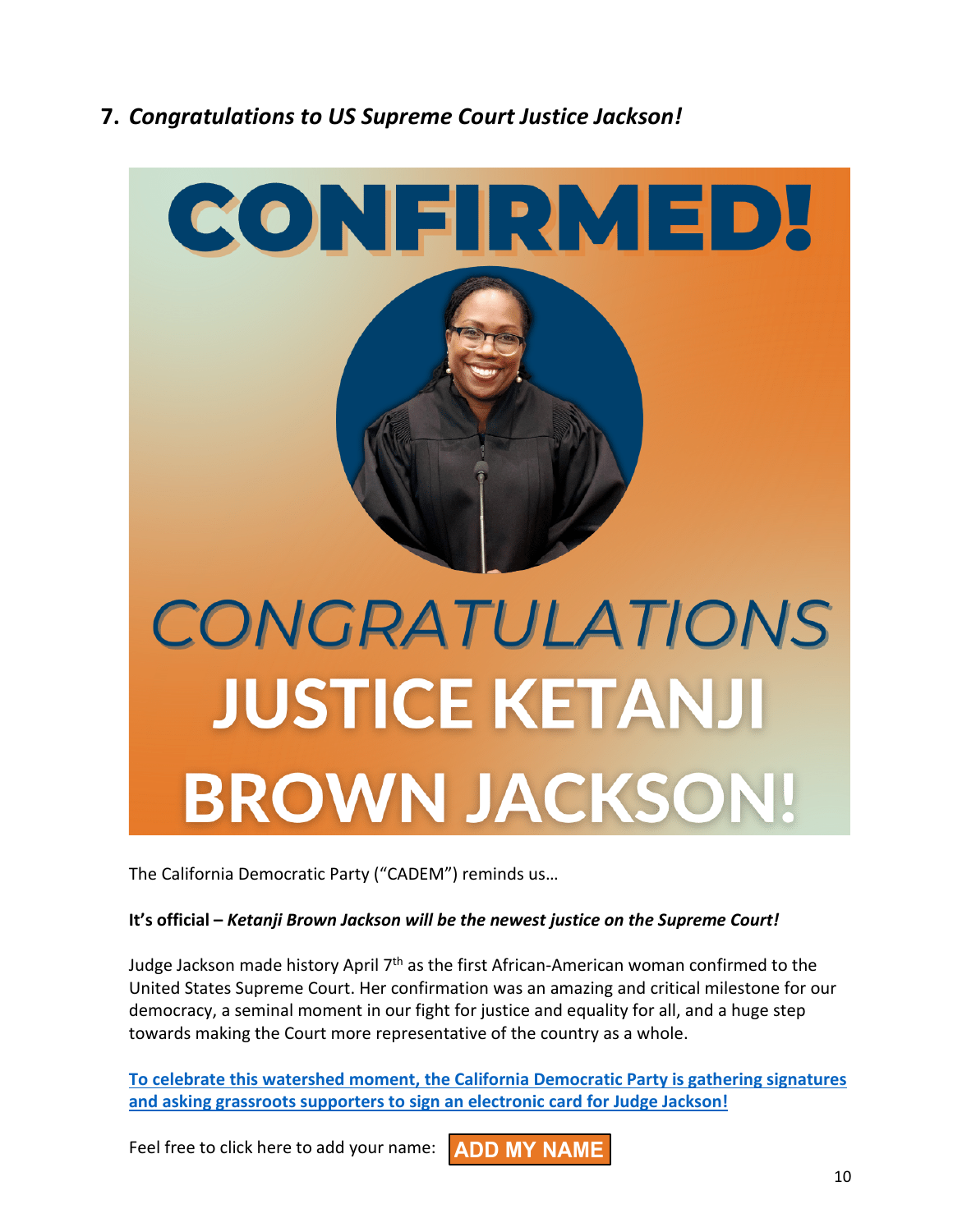## 7. *Congratulations to US Supreme Court Justice Jackson!*

CONFIRMED!

CONGRATULATIONS JUSTICE KETANJI BROWN JACKSON!

The California Democratic Party ("CADEM") reminds us…

**It's official –** ***Ketanji Brown Jackson will be the newest justice on the Supreme Court!***

Judge Jackson made history April 7th as the first African-American woman confirmed to the United States Supreme Court. Her confirmation was an amazing and critical milestone for our democracy, a seminal moment in our fight for justice and equality for all, and a huge step towards making the Court more representative of the country as a whole.

**To celebrate this watershed moment, the California Democratic Party is gathering signatures and asking grassroots supporters to sign an electronic card for Judge Jackson!**

Feel free to click here to add your name: **ADD MY NAME**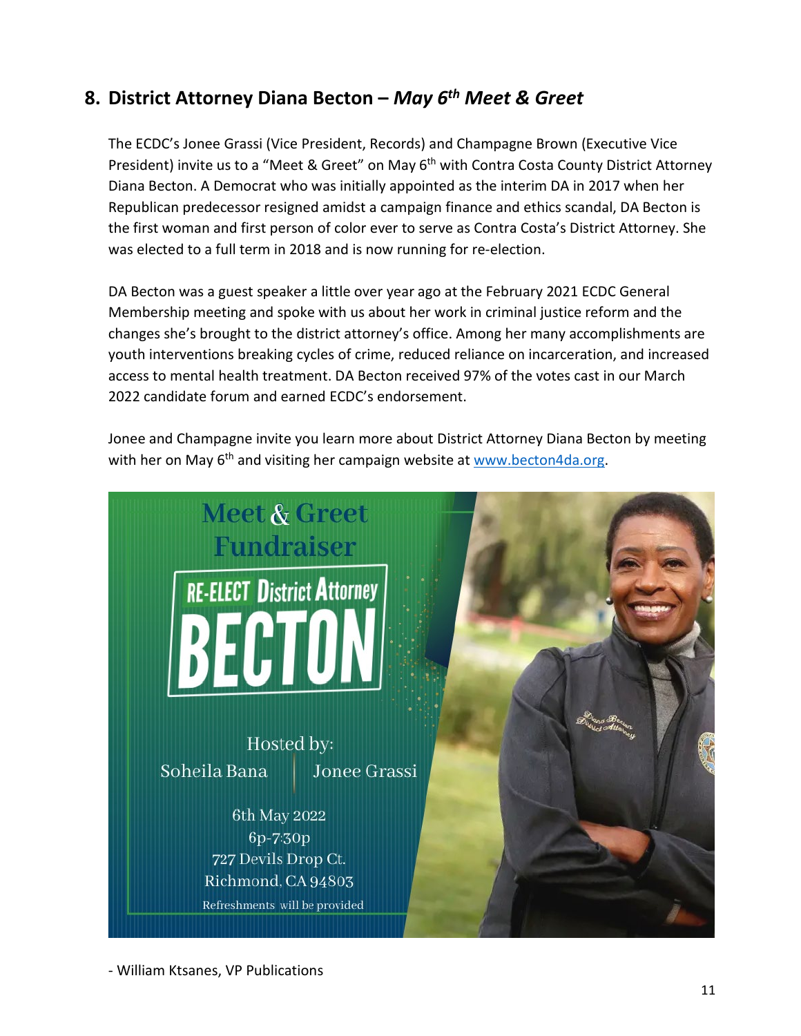## 8. District Attorney Diana Becton – *May 6th Meet & Greet*

The ECDC's Jonee Grassi (Vice President, Records) and Champagne Brown (Executive Vice President) invite us to a "Meet & Greet" on May 6th with Contra Costa County District Attorney Diana Becton. A Democrat who was initially appointed as the interim DA in 2017 when her Republican predecessor resigned amidst a campaign finance and ethics scandal, DA Becton is the first woman and first person of color ever to serve as Contra Costa's District Attorney. She was elected to a full term in 2018 and is now running for re-election.

DA Becton was a guest speaker a little over year ago at the February 2021 ECDC General Membership meeting and spoke with us about her work in criminal justice reform and the changes she's brought to the district attorney's office. Among her many accomplishments are youth interventions breaking cycles of crime, reduced reliance on incarceration, and increased access to mental health treatment. DA Becton received 97% of the votes cast in our March 2022 candidate forum and earned ECDC's endorsement.

Jonee and Champagne invite you learn more about District Attorney Diana Becton by meeting with her on May 6th and visiting her campaign website at [www.becton4da.org](http://www.becton4da.org).

Meet & Greet Fundraiser

RE-ELECT District Attorney BECTON

Hosted by:
Soheila Bana | Jonee Grassi

6th May 2022
6p-7:30p
727 Devils Drop Ct.
Richmond, CA 94803

Refreshments will be provided

- William Ktsanes, VP Publications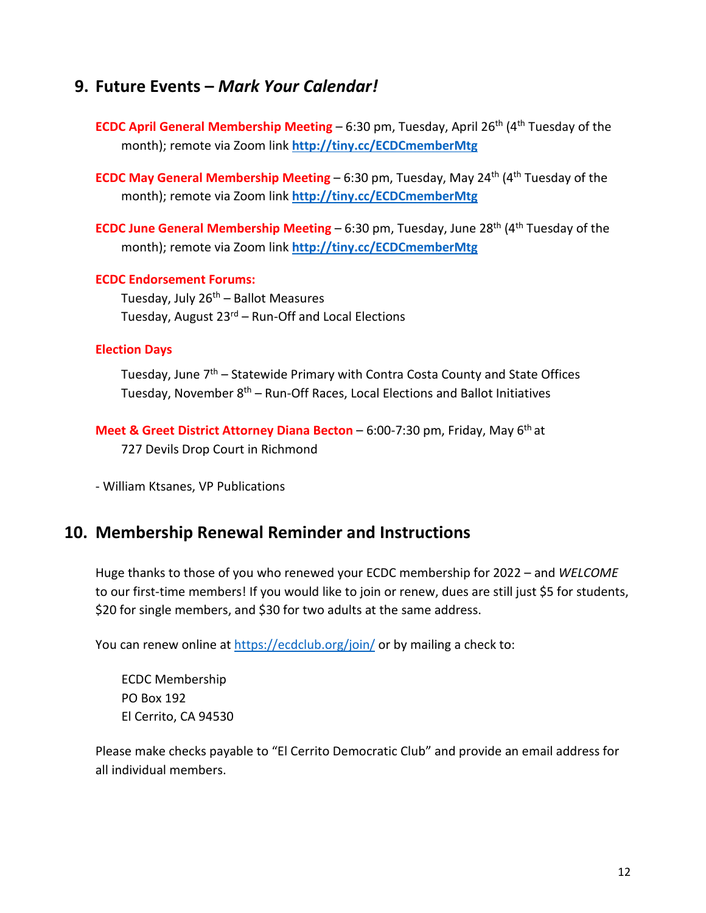## 9. Future Events – *Mark Your Calendar!*

**ECDC April General Membership Meeting** – 6:30 pm, Tuesday, April 26th (4th Tuesday of the month); remote via Zoom link **http://tiny.cc/ECDCmemberMtg**

**ECDC May General Membership Meeting** – 6:30 pm, Tuesday, May 24th (4th Tuesday of the month); remote via Zoom link **http://tiny.cc/ECDCmemberMtg**

**ECDC June General Membership Meeting** – 6:30 pm, Tuesday, June 28th (4th Tuesday of the month); remote via Zoom link **http://tiny.cc/ECDCmemberMtg**

**ECDC Endorsement Forums:**

Tuesday, July 26th – Ballot Measures
Tuesday, August 23rd – Run-Off and Local Elections

**Election Days**

Tuesday, June 7th – Statewide Primary with Contra Costa County and State Offices
Tuesday, November 8th – Run-Off Races, Local Elections and Ballot Initiatives

**Meet & Greet District Attorney Diana Becton** – 6:00-7:30 pm, Friday, May 6th at 727 Devils Drop Court in Richmond

- William Ktsanes, VP Publications

## 10. Membership Renewal Reminder and Instructions

Huge thanks to those of you who renewed your ECDC membership for 2022 – and *WELCOME* to our first-time members! If you would like to join or renew, dues are still just $5 for students, $20 for single members, and $30 for two adults at the same address.

You can renew online at https://ecdclub.org/join/ or by mailing a check to:

ECDC Membership
PO Box 192
El Cerrito, CA 94530

Please make checks payable to "El Cerrito Democratic Club" and provide an email address for all individual members.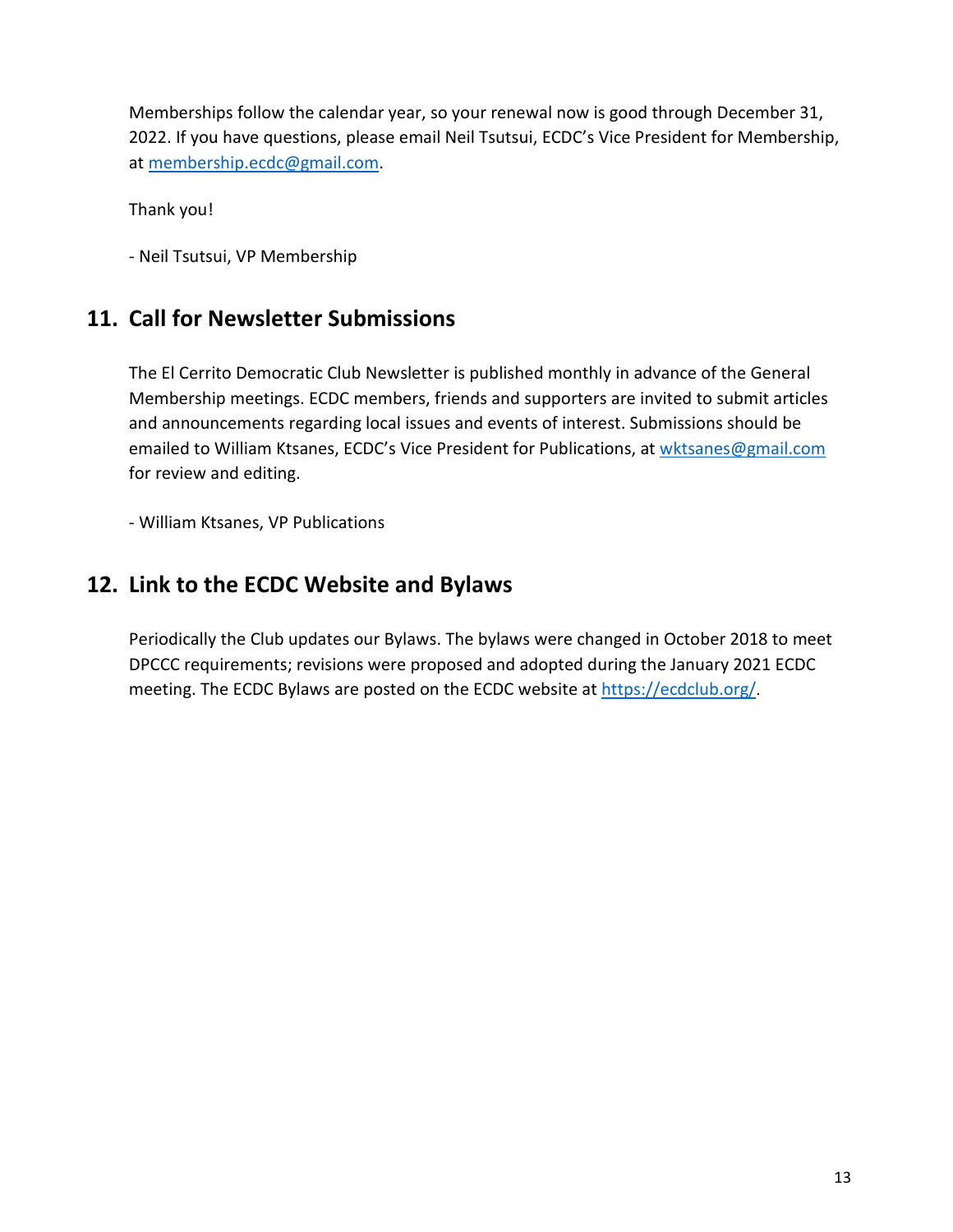Memberships follow the calendar year, so your renewal now is good through December 31, 2022. If you have questions, please email Neil Tsutsui, ECDC's Vice President for Membership, at membership.ecdc@gmail.com.

Thank you!

- Neil Tsutsui, VP Membership

## 11. Call for Newsletter Submissions

The El Cerrito Democratic Club Newsletter is published monthly in advance of the General Membership meetings. ECDC members, friends and supporters are invited to submit articles and announcements regarding local issues and events of interest. Submissions should be emailed to William Ktsanes, ECDC's Vice President for Publications, at wktsanes@gmail.com for review and editing.

- William Ktsanes, VP Publications

## 12. Link to the ECDC Website and Bylaws

Periodically the Club updates our Bylaws. The bylaws were changed in October 2018 to meet DPCCC requirements; revisions were proposed and adopted during the January 2021 ECDC meeting. The ECDC Bylaws are posted on the ECDC website at https://ecdclub.org/.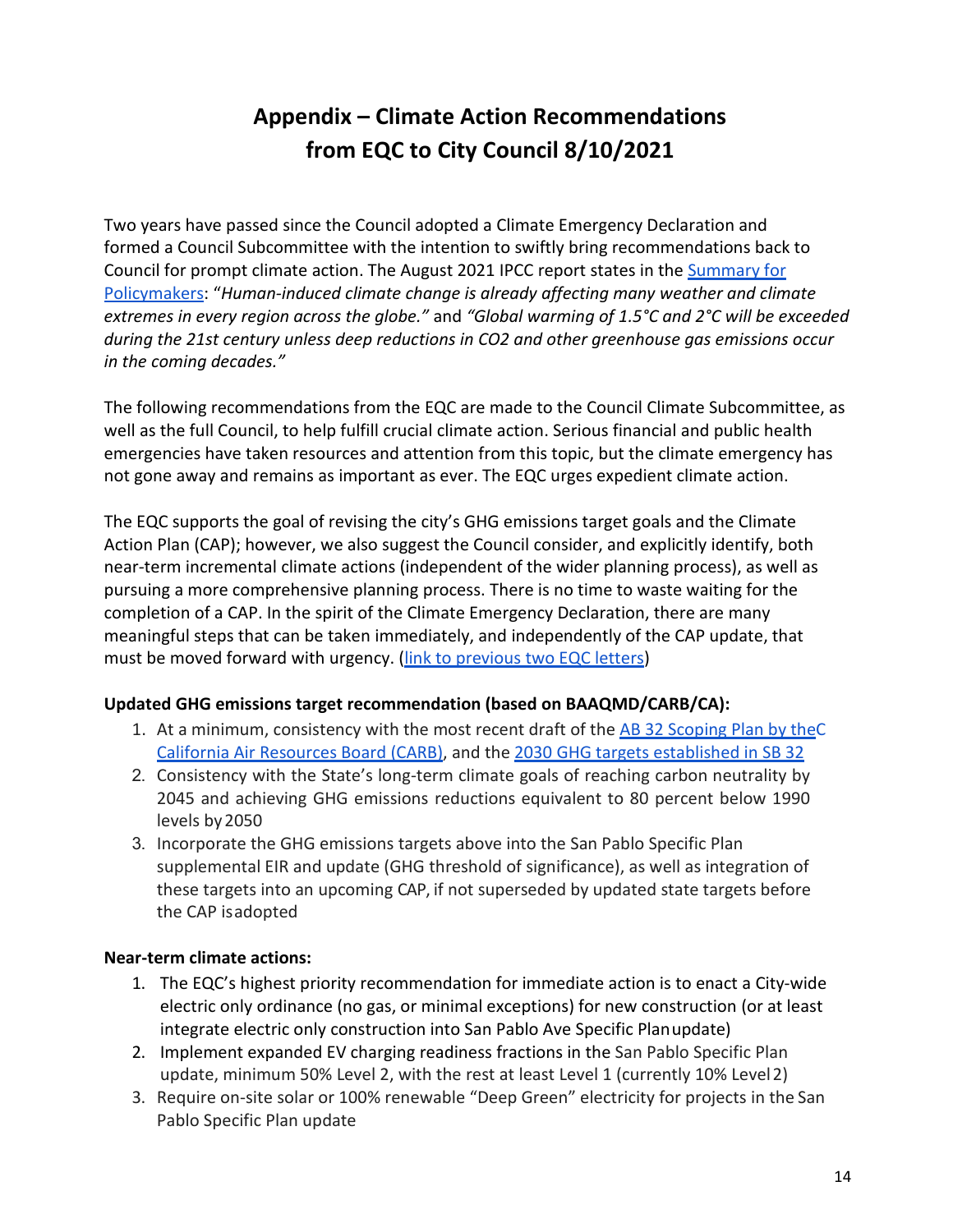# Appendix – Climate Action Recommendations from EQC to City Council 8/10/2021

Two years have passed since the Council adopted a Climate Emergency Declaration and formed a Council Subcommittee with the intention to swiftly bring recommendations back to Council for prompt climate action. The August 2021 IPCC report states in the Summary for Policymakers: "*Human-induced climate change is already affecting many weather and climate extremes in every region across the globe."* and *"Global warming of 1.5°C and 2°C will be exceeded during the 21st century unless deep reductions in CO2 and other greenhouse gas emissions occur in the coming decades."*

The following recommendations from the EQC are made to the Council Climate Subcommittee, as well as the full Council, to help fulfill crucial climate action. Serious financial and public health emergencies have taken resources and attention from this topic, but the climate emergency has not gone away and remains as important as ever. The EQC urges expedient climate action.

The EQC supports the goal of revising the city's GHG emissions target goals and the Climate Action Plan (CAP); however, we also suggest the Council consider, and explicitly identify, both near-term incremental climate actions (independent of the wider planning process), as well as pursuing a more comprehensive planning process. There is no time to waste waiting for the completion of a CAP. In the spirit of the Climate Emergency Declaration, there are many meaningful steps that can be taken immediately, and independently of the CAP update, that must be moved forward with urgency. (link to previous two EQC letters)

**Updated GHG emissions target recommendation (based on BAAQMD/CARB/CA):**

1. At a minimum, consistency with the most recent draft of the AB 32 Scoping Plan by the California Air Resources Board (CARB), and the 2030 GHG targets established in SB 32
2. Consistency with the State's long-term climate goals of reaching carbon neutrality by 2045 and achieving GHG emissions reductions equivalent to 80 percent below 1990 levels by 2050
3. Incorporate the GHG emissions targets above into the San Pablo Specific Plan supplemental EIR and update (GHG threshold of significance), as well as integration of these targets into an upcoming CAP, if not superseded by updated state targets before the CAP is adopted

**Near-term climate actions:**

1. The EQC's highest priority recommendation for immediate action is to enact a City-wide electric only ordinance (no gas, or minimal exceptions) for new construction (or at least integrate electric only construction into San Pablo Ave Specific Plan update)
2. Implement expanded EV charging readiness fractions in the San Pablo Specific Plan update, minimum 50% Level 2, with the rest at least Level 1 (currently 10% Level 2)
3. Require on-site solar or 100% renewable "Deep Green" electricity for projects in the San Pablo Specific Plan update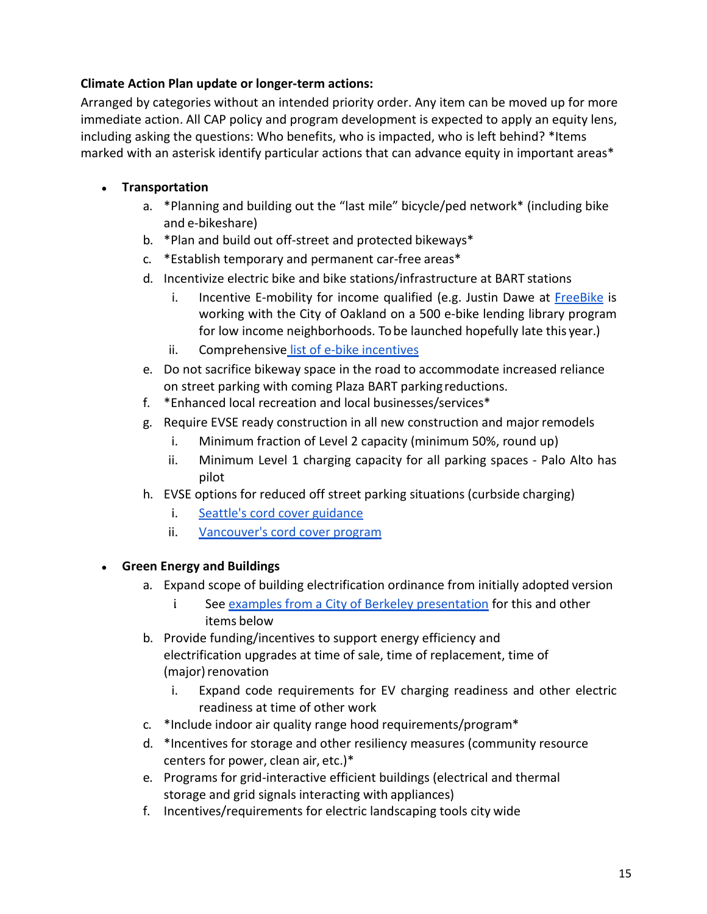**Climate Action Plan update or longer-term actions:**

Arranged by categories without an intended priority order. Any item can be moved up for more immediate action. All CAP policy and program development is expected to apply an equity lens, including asking the questions: Who benefits, who is impacted, who is left behind? *Items marked with an asterisk identify particular actions that can advance equity in important areas*

- **Transportation**
  a. *Planning and building out the "last mile" bicycle/ped network* (including bike and e-bikeshare)
  b. *Plan and build out off-street and protected bikeways*
  c. *Establish temporary and permanent car-free areas*
  d. Incentivize electric bike and bike stations/infrastructure at BART stations
     i. Incentive E-mobility for income qualified (e.g. Justin Dawe at FreeBike is working with the City of Oakland on a 500 e-bike lending library program for low income neighborhoods. To be launched hopefully late this year.)
     ii. Comprehensive list of e-bike incentives
  e. Do not sacrifice bikeway space in the road to accommodate increased reliance on street parking with coming Plaza BART parking reductions.
  f. *Enhanced local recreation and local businesses/services*
  g. Require EVSE ready construction in all new construction and major remodels
     i. Minimum fraction of Level 2 capacity (minimum 50%, round up)
     ii. Minimum Level 1 charging capacity for all parking spaces - Palo Alto has pilot
  h. EVSE options for reduced off street parking situations (curbside charging)
     i. Seattle's cord cover guidance
     ii. Vancouver's cord cover program

- **Green Energy and Buildings**
  a. Expand scope of building electrification ordinance from initially adopted version
     i See examples from a City of Berkeley presentation for this and other items below
  b. Provide funding/incentives to support energy efficiency and electrification upgrades at time of sale, time of replacement, time of (major) renovation
     i. Expand code requirements for EV charging readiness and other electric readiness at time of other work
  c. *Include indoor air quality range hood requirements/program*
  d. *Incentives for storage and other resiliency measures (community resource centers for power, clean air, etc.)*
  e. Programs for grid-interactive efficient buildings (electrical and thermal storage and grid signals interacting with appliances)
  f. Incentives/requirements for electric landscaping tools city wide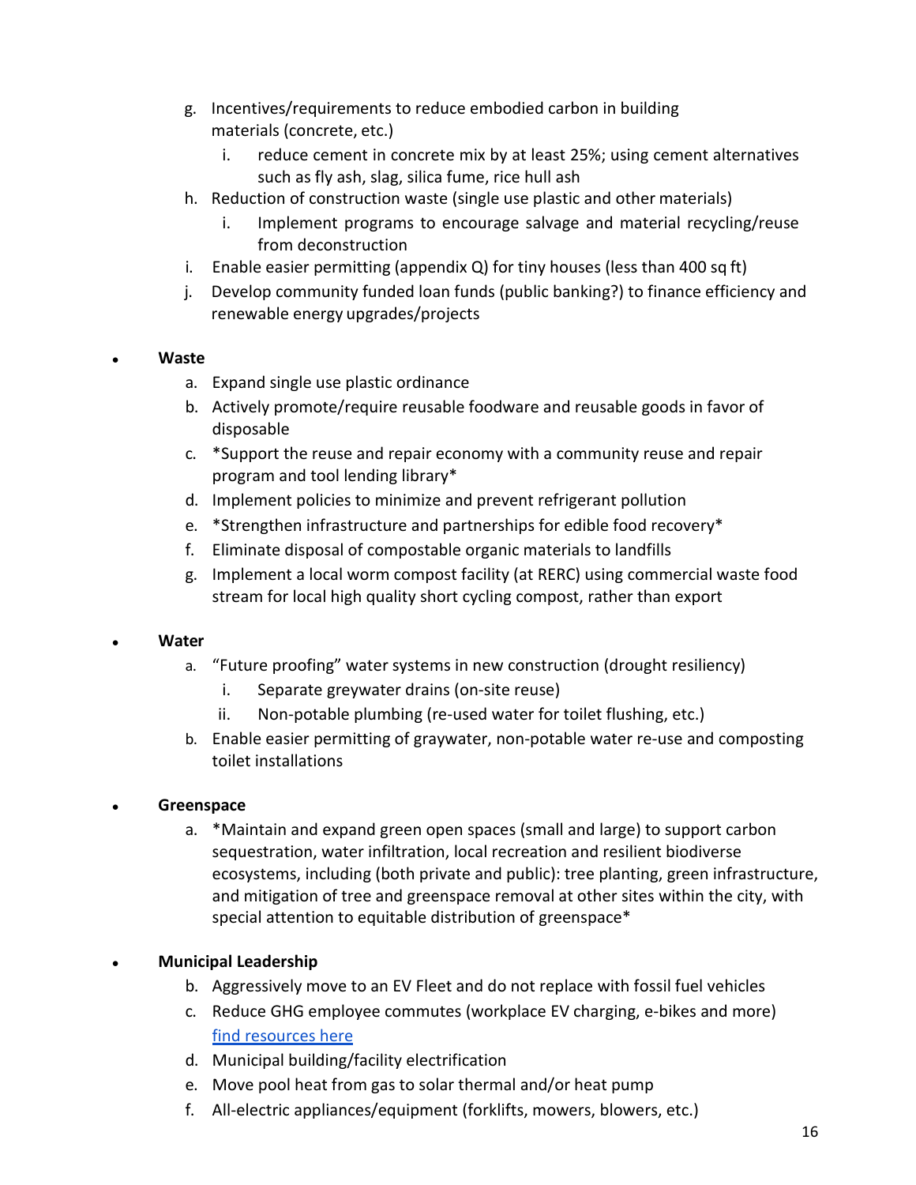g. Incentives/requirements to reduce embodied carbon in building materials (concrete, etc.)
    i. reduce cement in concrete mix by at least 25%; using cement alternatives such as fly ash, slag, silica fume, rice hull ash

h. Reduction of construction waste (single use plastic and other materials)
    i. Implement programs to encourage salvage and material recycling/reuse from deconstruction

i. Enable easier permitting (appendix Q) for tiny houses (less than 400 sq ft)

j. Develop community funded loan funds (public banking?) to finance efficiency and renewable energy upgrades/projects

- **Waste**
    a. Expand single use plastic ordinance
    b. Actively promote/require reusable foodware and reusable goods in favor of disposable
    c. *Support the reuse and repair economy with a community reuse and repair program and tool lending library*
    d. Implement policies to minimize and prevent refrigerant pollution
    e. *Strengthen infrastructure and partnerships for edible food recovery*
    f. Eliminate disposal of compostable organic materials to landfills
    g. Implement a local worm compost facility (at RERC) using commercial waste food stream for local high quality short cycling compost, rather than export

- **Water**
    a. "Future proofing" water systems in new construction (drought resiliency)
        i. Separate greywater drains (on-site reuse)
        ii. Non-potable plumbing (re-used water for toilet flushing, etc.)
    b. Enable easier permitting of graywater, non-potable water re-use and composting toilet installations

- **Greenspace**
    a. *Maintain and expand green open spaces (small and large) to support carbon sequestration, water infiltration, local recreation and resilient biodiverse ecosystems, including (both private and public): tree planting, green infrastructure, and mitigation of tree and greenspace removal at other sites within the city, with special attention to equitable distribution of greenspace*

- **Municipal Leadership**
    b. Aggressively move to an EV Fleet and do not replace with fossil fuel vehicles
    c. Reduce GHG employee commutes (workplace EV charging, e-bikes and more) [find resources here]
    d. Municipal building/facility electrification
    e. Move pool heat from gas to solar thermal and/or heat pump
    f. All-electric appliances/equipment (forklifts, mowers, blowers, etc.)